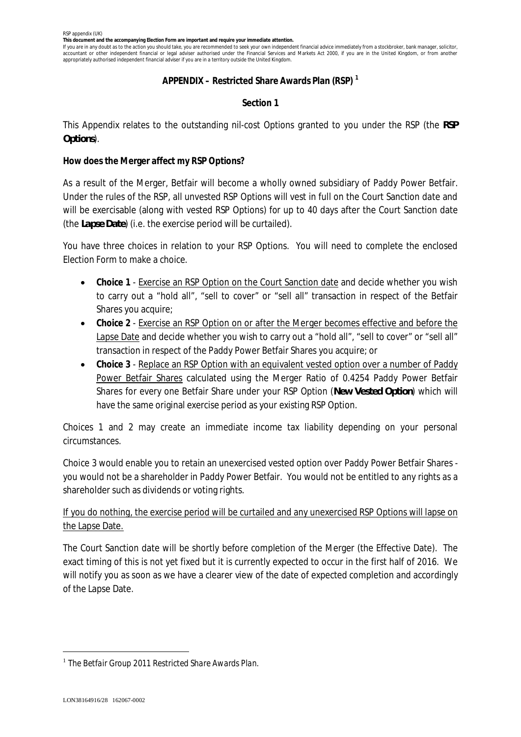RSP appendix (UK)

**This document and the accompanying Election Form are important and require your immediate attention.**

If you are in any doubt as to the action you should take, you are recommended to seek your own independent financial advice immediately from a stockbroker, bank manager, solicitor, accountant or other independent financial or legal adviser authorised under the Financial Services and Markets Act 2000, if you are in the United Kingdom, or from another appropriately authorised independent financial adviser if you are in a territory outside the United Kingdom.

# APPENDIX – Restricted Share Awards Plan (RSP) [1]

## Section 1

This Appendix relates to the outstanding nil-cost Options granted to you under the RSP (the **RSP Options**).

**How does the Merger affect my RSP Options?**

As a result of the Merger, Betfair will become a wholly owned subsidiary of Paddy Power Betfair. Under the rules of the RSP, all unvested RSP Options will vest in full on the Court Sanction date and will be exercisable (along with vested RSP Options) for up to 40 days after the Court Sanction date (the **Lapse Date**) (i.e. the exercise period will be curtailed).

You have three choices in relation to your RSP Options. You will need to complete the enclosed Election Form to make a choice.

- **Choice 1** - Exercise an RSP Option on the Court Sanction date and decide whether you wish to carry out a "hold all", "sell to cover" or "sell all" transaction in respect of the Betfair Shares you acquire;
- **Choice 2** - Exercise an RSP Option on or after the Merger becomes effective and before the Lapse Date and decide whether you wish to carry out a "hold all", "sell to cover" or "sell all" transaction in respect of the Paddy Power Betfair Shares you acquire; or
- **Choice 3** - Replace an RSP Option with an equivalent vested option over a number of Paddy Power Betfair Shares calculated using the Merger Ratio of 0.4254 Paddy Power Betfair Shares for every one Betfair Share under your RSP Option (**New Vested Option**) which will have the same original exercise period as your existing RSP Option.

Choices 1 and 2 may create an immediate income tax liability depending on your personal circumstances.

Choice 3 would enable you to retain an unexercised vested option over Paddy Power Betfair Shares - you would not be a shareholder in Paddy Power Betfair. You would not be entitled to any rights as a shareholder such as dividends or voting rights.

If you do nothing, the exercise period will be curtailed and any unexercised RSP Options will lapse on the Lapse Date.

The Court Sanction date will be shortly before completion of the Merger (the Effective Date). The exact timing of this is not yet fixed but it is currently expected to occur in the first half of 2016. We will notify you as soon as we have a clearer view of the date of expected completion and accordingly of the Lapse Date.

[1] *The Betfair Group 2011 Restricted Share Awards Plan.*

LON38164916/28 162067-0002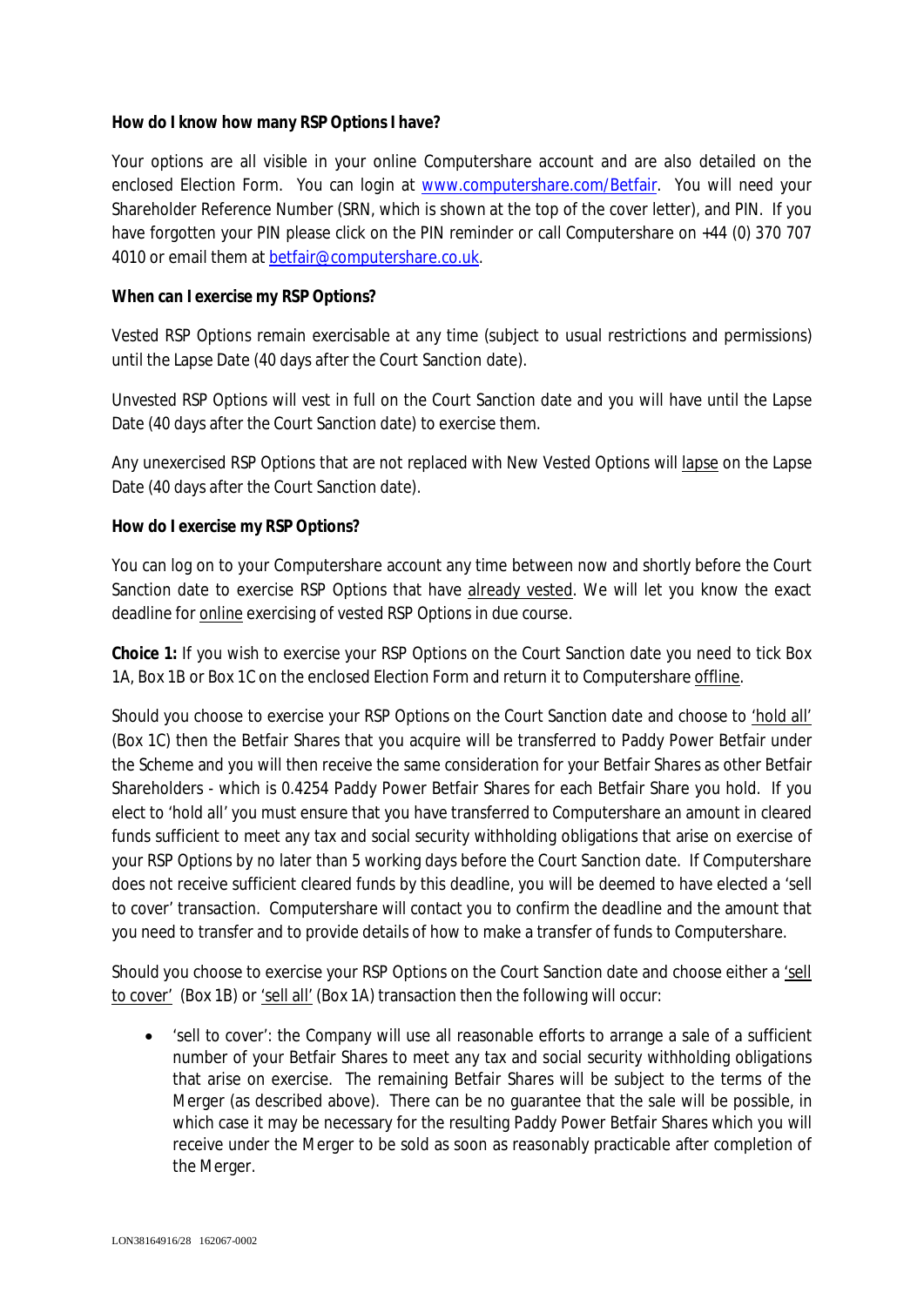**How do I know how many RSP Options I have?**

Your options are all visible in your online Computershare account and are also detailed on the enclosed Election Form. You can login at www.computershare.com/Betfair. You will need your Shareholder Reference Number (SRN, which is shown at the top of the cover letter), and PIN. If you have forgotten your PIN please click on the PIN reminder or call Computershare on +44 (0) 370 707 4010 or email them at betfair@computershare.co.uk.

**When can I exercise my RSP Options?**

Vested RSP Options remain exercisable at any time (subject to usual restrictions and permissions) until the Lapse Date (40 days after the Court Sanction date).

Unvested RSP Options will vest in full on the Court Sanction date and you will have until the Lapse Date (40 days after the Court Sanction date) to exercise them.

Any unexercised RSP Options that are not replaced with New Vested Options will lapse on the Lapse Date (40 days after the Court Sanction date).

**How do I exercise my RSP Options?**

You can log on to your Computershare account any time between now and shortly before the Court Sanction date to exercise RSP Options that have already vested. We will let you know the exact deadline for online exercising of vested RSP Options in due course.

**Choice 1:** If you wish to exercise your RSP Options on the Court Sanction date you need to tick Box 1A, Box 1B or Box 1C on the enclosed Election Form and return it to Computershare offline.

Should you choose to exercise your RSP Options on the Court Sanction date and choose to 'hold all' (Box 1C) then the Betfair Shares that you acquire will be transferred to Paddy Power Betfair under the Scheme and you will then receive the same consideration for your Betfair Shares as other Betfair Shareholders - which is 0.4254 Paddy Power Betfair Shares for each Betfair Share you hold. If you elect to 'hold all' you must ensure that you have transferred to Computershare an amount in cleared funds sufficient to meet any tax and social security withholding obligations that arise on exercise of your RSP Options by no later than 5 working days before the Court Sanction date. If Computershare does not receive sufficient cleared funds by this deadline, you will be deemed to have elected a 'sell to cover' transaction. Computershare will contact you to confirm the deadline and the amount that you need to transfer and to provide details of how to make a transfer of funds to Computershare.

Should you choose to exercise your RSP Options on the Court Sanction date and choose either a 'sell to cover' (Box 1B) or 'sell all' (Box 1A) transaction then the following will occur:

- 'sell to cover': the Company will use all reasonable efforts to arrange a sale of a sufficient number of your Betfair Shares to meet any tax and social security withholding obligations that arise on exercise. The remaining Betfair Shares will be subject to the terms of the Merger (as described above). There can be no guarantee that the sale will be possible, in which case it may be necessary for the resulting Paddy Power Betfair Shares which you will receive under the Merger to be sold as soon as reasonably practicable after completion of the Merger.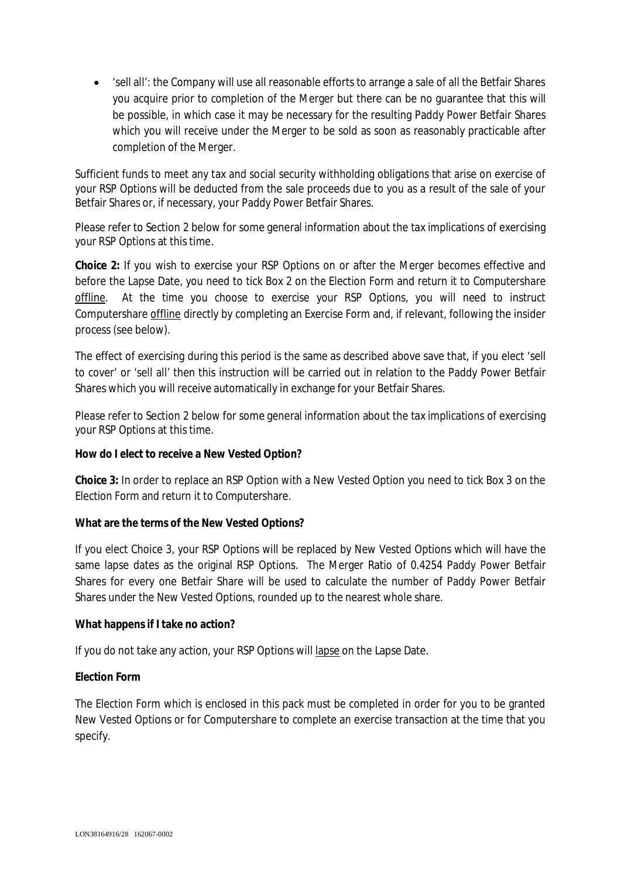- 'sell all': the Company will use all reasonable efforts to arrange a sale of all the Betfair Shares you acquire prior to completion of the Merger but there can be no guarantee that this will be possible, in which case it may be necessary for the resulting Paddy Power Betfair Shares which you will receive under the Merger to be sold as soon as reasonably practicable after completion of the Merger.

Sufficient funds to meet any tax and social security withholding obligations that arise on exercise of your RSP Options will be deducted from the sale proceeds due to you as a result of the sale of your Betfair Shares or, if necessary, your Paddy Power Betfair Shares.

Please refer to Section 2 below for some general information about the tax implications of exercising your RSP Options at this time.

**Choice 2:** If you wish to exercise your RSP Options on or after the Merger becomes effective and before the Lapse Date, you need to tick Box 2 on the Election Form and return it to Computershare offline. At the time you choose to exercise your RSP Options, you will need to instruct Computershare offline directly by completing an Exercise Form and, if relevant, following the insider process (see below).

The effect of exercising during this period is the same as described above save that, if you elect 'sell to cover' or 'sell all' then this instruction will be carried out in relation to the Paddy Power Betfair Shares which you will receive automatically in exchange for your Betfair Shares.

Please refer to Section 2 below for some general information about the tax implications of exercising your RSP Options at this time.

**How do I elect to receive a New Vested Option?**

**Choice 3:** In order to replace an RSP Option with a New Vested Option you need to tick Box 3 on the Election Form and return it to Computershare.

**What are the terms of the New Vested Options?**

If you elect Choice 3, your RSP Options will be replaced by New Vested Options which will have the same lapse dates as the original RSP Options. The Merger Ratio of 0.4254 Paddy Power Betfair Shares for every one Betfair Share will be used to calculate the number of Paddy Power Betfair Shares under the New Vested Options, rounded up to the nearest whole share.

**What happens if I take no action?**

If you do not take any action, your RSP Options will lapse on the Lapse Date.

**Election Form**

The Election Form which is enclosed in this pack must be completed in order for you to be granted New Vested Options or for Computershare to complete an exercise transaction at the time that you specify.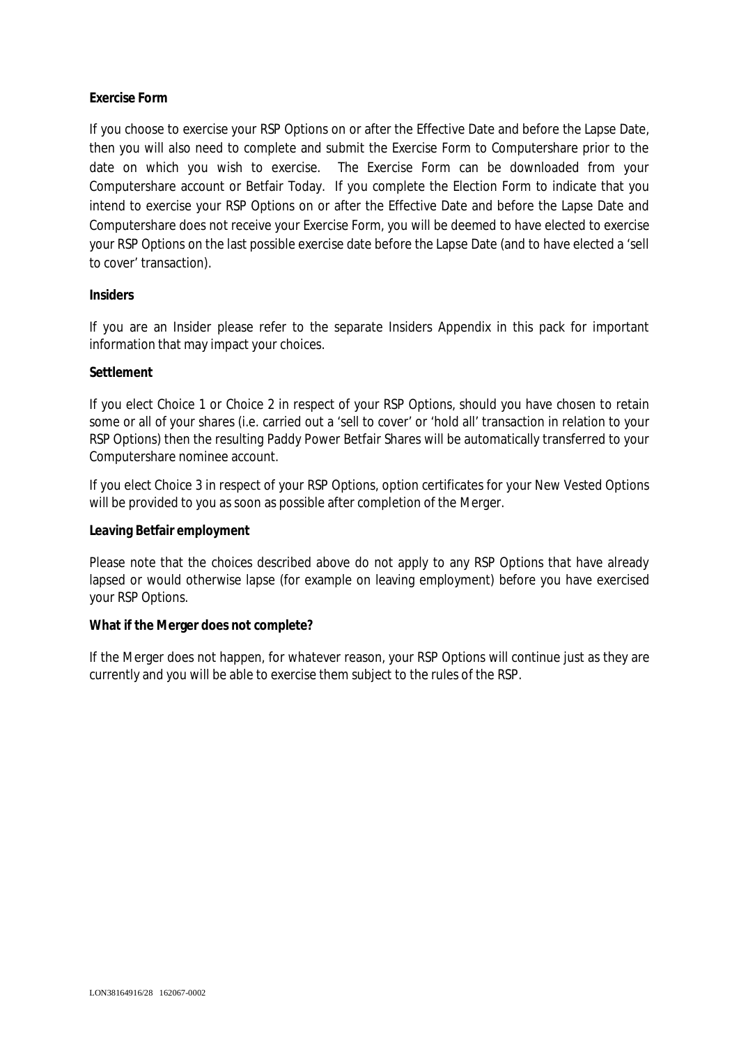**Exercise Form**

If you choose to exercise your RSP Options on or after the Effective Date and before the Lapse Date, then you will also need to complete and submit the Exercise Form to Computershare prior to the date on which you wish to exercise. The Exercise Form can be downloaded from your Computershare account or Betfair Today. If you complete the Election Form to indicate that you intend to exercise your RSP Options on or after the Effective Date and before the Lapse Date and Computershare does not receive your Exercise Form, you will be deemed to have elected to exercise your RSP Options on the last possible exercise date before the Lapse Date (and to have elected a 'sell to cover' transaction).

**Insiders**

If you are an Insider please refer to the separate Insiders Appendix in this pack for important information that may impact your choices.

**Settlement**

If you elect Choice 1 or Choice 2 in respect of your RSP Options, should you have chosen to retain some or all of your shares (i.e. carried out a 'sell to cover' or 'hold all' transaction in relation to your RSP Options) then the resulting Paddy Power Betfair Shares will be automatically transferred to your Computershare nominee account.

If you elect Choice 3 in respect of your RSP Options, option certificates for your New Vested Options will be provided to you as soon as possible after completion of the Merger.

**Leaving Betfair employment**

Please note that the choices described above do not apply to any RSP Options that have already lapsed or would otherwise lapse (for example on leaving employment) before you have exercised your RSP Options.

**What if the Merger does not complete?**

If the Merger does not happen, for whatever reason, your RSP Options will continue just as they are currently and you will be able to exercise them subject to the rules of the RSP.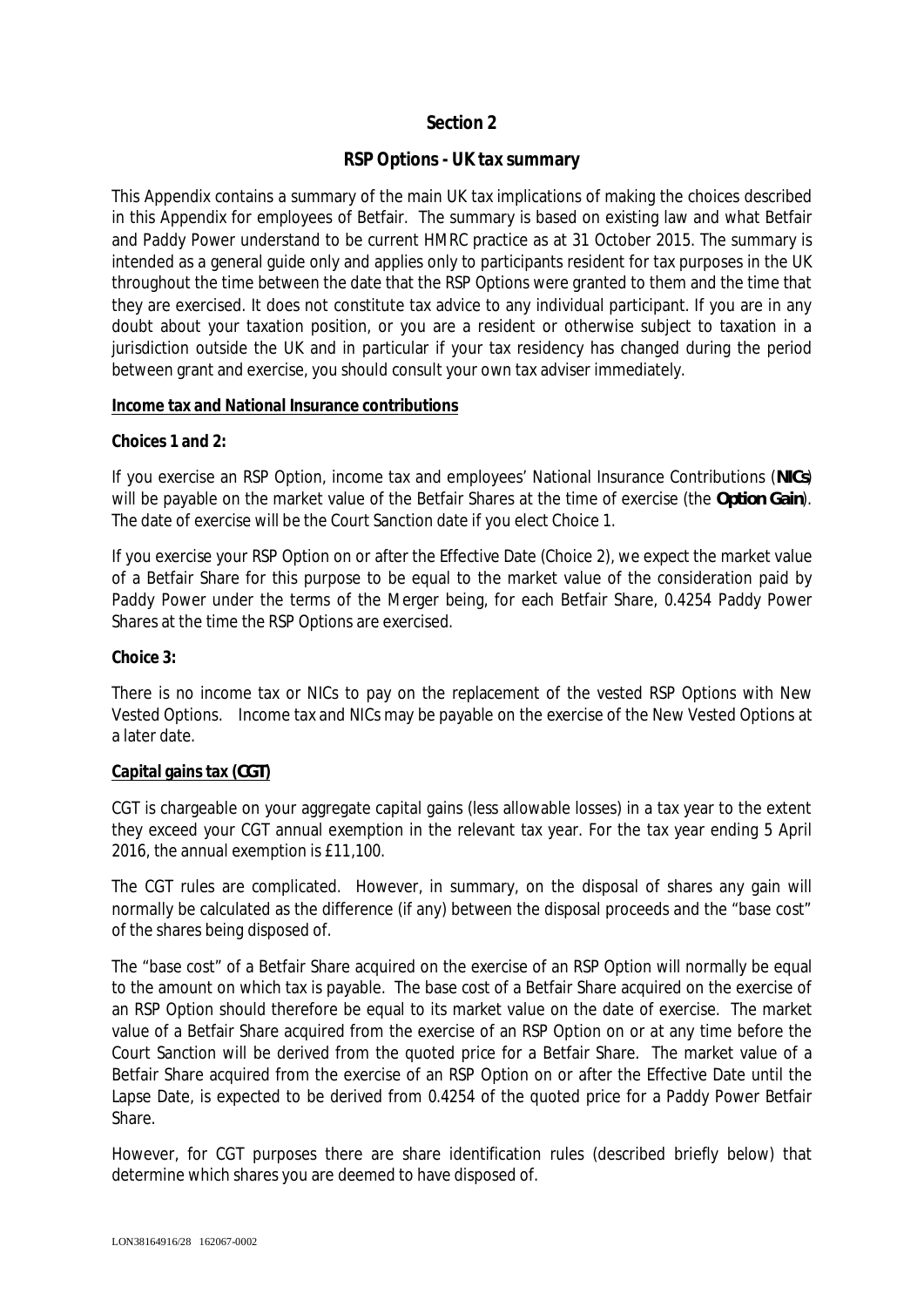## Section 2

### *RSP Options - UK tax summary*

This Appendix contains a summary of the main UK tax implications of making the choices described in this Appendix for employees of Betfair. The summary is based on existing law and what Betfair and Paddy Power understand to be current HMRC practice as at 31 October 2015. The summary is intended as a general guide only and applies only to participants resident for tax purposes in the UK throughout the time between the date that the RSP Options were granted to them and the time that they are exercised. It does not constitute tax advice to any individual participant. If you are in any doubt about your taxation position, or you are a resident or otherwise subject to taxation in a jurisdiction outside the UK and in particular if your tax residency has changed during the period between grant and exercise, you should consult your own tax adviser immediately.

**Income tax and National Insurance contributions**

**Choices 1 and 2:**

If you exercise an RSP Option, income tax and employees' National Insurance Contributions (**NICs**) will be payable on the market value of the Betfair Shares at the time of exercise (the **Option Gain**). The date of exercise will be the Court Sanction date if you elect Choice 1.

If you exercise your RSP Option on or after the Effective Date (Choice 2), we expect the market value of a Betfair Share for this purpose to be equal to the market value of the consideration paid by Paddy Power under the terms of the Merger being, for each Betfair Share, 0.4254 Paddy Power Shares at the time the RSP Options are exercised.

**Choice 3:**

There is no income tax or NICs to pay on the replacement of the vested RSP Options with New Vested Options. Income tax and NICs may be payable on the exercise of the New Vested Options at a later date.

***Capital gains tax (CGT)***

CGT is chargeable on your aggregate capital gains (less allowable losses) in a tax year to the extent they exceed your CGT annual exemption in the relevant tax year. For the tax year ending 5 April 2016, the annual exemption is £11,100.

The CGT rules are complicated. However, in summary, on the disposal of shares any gain will normally be calculated as the difference (if any) between the disposal proceeds and the "base cost" of the shares being disposed of.

The "base cost" of a Betfair Share acquired on the exercise of an RSP Option will normally be equal to the amount on which tax is payable. The base cost of a Betfair Share acquired on the exercise of an RSP Option should therefore be equal to its market value on the date of exercise. The market value of a Betfair Share acquired from the exercise of an RSP Option on or at any time before the Court Sanction will be derived from the quoted price for a Betfair Share. The market value of a Betfair Share acquired from the exercise of an RSP Option on or after the Effective Date until the Lapse Date, is expected to be derived from 0.4254 of the quoted price for a Paddy Power Betfair Share.

However, for CGT purposes there are share identification rules (described briefly below) that determine which shares you are deemed to have disposed of.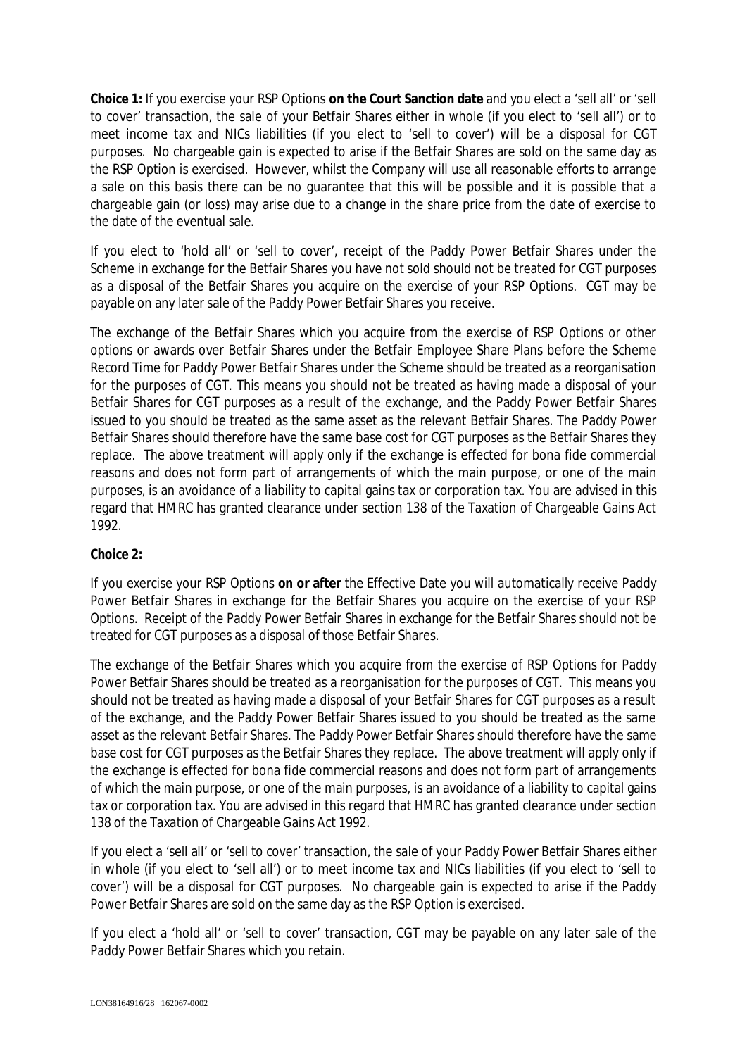**Choice 1:** If you exercise your RSP Options **on the Court Sanction date** and you elect a 'sell all' or 'sell to cover' transaction, the sale of your Betfair Shares either in whole (if you elect to 'sell all') or to meet income tax and NICs liabilities (if you elect to 'sell to cover') will be a disposal for CGT purposes. No chargeable gain is expected to arise if the Betfair Shares are sold on the same day as the RSP Option is exercised. However, whilst the Company will use all reasonable efforts to arrange a sale on this basis there can be no guarantee that this will be possible and it is possible that a chargeable gain (or loss) may arise due to a change in the share price from the date of exercise to the date of the eventual sale.

If you elect to 'hold all' or 'sell to cover', receipt of the Paddy Power Betfair Shares under the Scheme in exchange for the Betfair Shares you have not sold should not be treated for CGT purposes as a disposal of the Betfair Shares you acquire on the exercise of your RSP Options. CGT may be payable on any later sale of the Paddy Power Betfair Shares you receive.

The exchange of the Betfair Shares which you acquire from the exercise of RSP Options or other options or awards over Betfair Shares under the Betfair Employee Share Plans before the Scheme Record Time for Paddy Power Betfair Shares under the Scheme should be treated as a reorganisation for the purposes of CGT. This means you should not be treated as having made a disposal of your Betfair Shares for CGT purposes as a result of the exchange, and the Paddy Power Betfair Shares issued to you should be treated as the same asset as the relevant Betfair Shares. The Paddy Power Betfair Shares should therefore have the same base cost for CGT purposes as the Betfair Shares they replace. The above treatment will apply only if the exchange is effected for bona fide commercial reasons and does not form part of arrangements of which the main purpose, or one of the main purposes, is an avoidance of a liability to capital gains tax or corporation tax. You are advised in this regard that HMRC has granted clearance under section 138 of the Taxation of Chargeable Gains Act 1992.

**Choice 2:**

If you exercise your RSP Options **on or after** the Effective Date you will automatically receive Paddy Power Betfair Shares in exchange for the Betfair Shares you acquire on the exercise of your RSP Options. Receipt of the Paddy Power Betfair Shares in exchange for the Betfair Shares should not be treated for CGT purposes as a disposal of those Betfair Shares.

The exchange of the Betfair Shares which you acquire from the exercise of RSP Options for Paddy Power Betfair Shares should be treated as a reorganisation for the purposes of CGT. This means you should not be treated as having made a disposal of your Betfair Shares for CGT purposes as a result of the exchange, and the Paddy Power Betfair Shares issued to you should be treated as the same asset as the relevant Betfair Shares. The Paddy Power Betfair Shares should therefore have the same base cost for CGT purposes as the Betfair Shares they replace. The above treatment will apply only if the exchange is effected for bona fide commercial reasons and does not form part of arrangements of which the main purpose, or one of the main purposes, is an avoidance of a liability to capital gains tax or corporation tax. You are advised in this regard that HMRC has granted clearance under section 138 of the Taxation of Chargeable Gains Act 1992.

If you elect a 'sell all' or 'sell to cover' transaction, the sale of your Paddy Power Betfair Shares either in whole (if you elect to 'sell all') or to meet income tax and NICs liabilities (if you elect to 'sell to cover') will be a disposal for CGT purposes. No chargeable gain is expected to arise if the Paddy Power Betfair Shares are sold on the same day as the RSP Option is exercised.

If you elect a 'hold all' or 'sell to cover' transaction, CGT may be payable on any later sale of the Paddy Power Betfair Shares which you retain.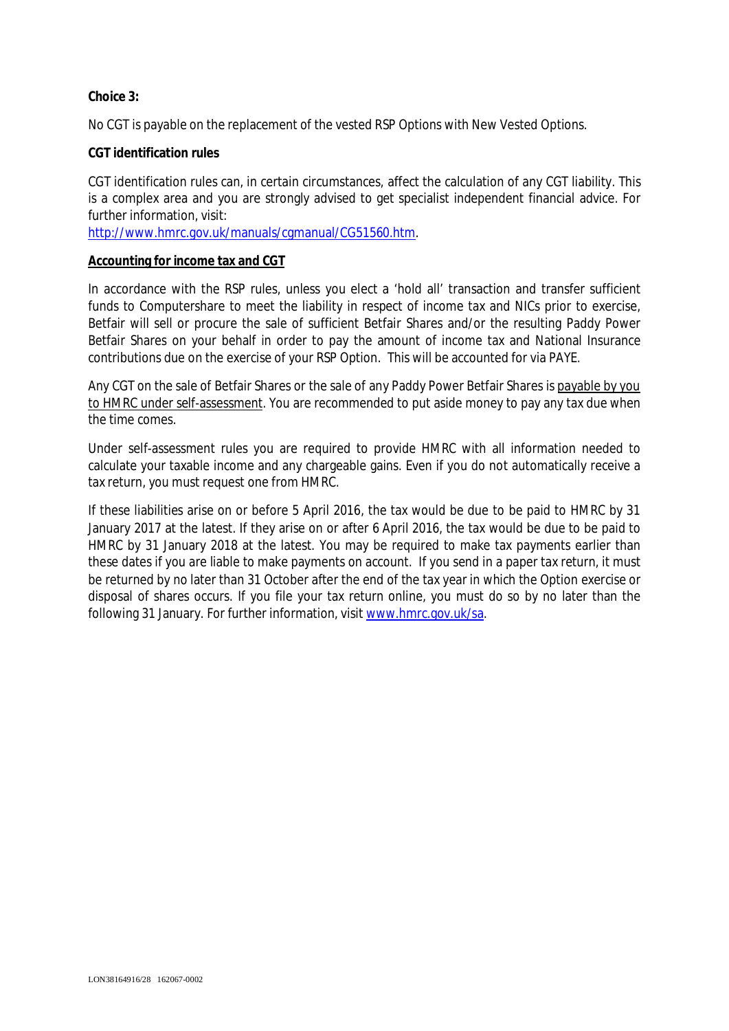**Choice 3:**

No CGT is payable on the replacement of the vested RSP Options with New Vested Options.

**CGT identification rules**

CGT identification rules can, in certain circumstances, affect the calculation of any CGT liability. This is a complex area and you are strongly advised to get specialist independent financial advice. For further information, visit:
http://www.hmrc.gov.uk/manuals/cgmanual/CG51560.htm.

**Accounting for income tax and CGT**

In accordance with the RSP rules, unless you elect a 'hold all' transaction and transfer sufficient funds to Computershare to meet the liability in respect of income tax and NICs prior to exercise, Betfair will sell or procure the sale of sufficient Betfair Shares and/or the resulting Paddy Power Betfair Shares on your behalf in order to pay the amount of income tax and National Insurance contributions due on the exercise of your RSP Option. This will be accounted for via PAYE.

Any CGT on the sale of Betfair Shares or the sale of any Paddy Power Betfair Shares is payable by you to HMRC under self-assessment. You are recommended to put aside money to pay any tax due when the time comes.

Under self-assessment rules you are required to provide HMRC with all information needed to calculate your taxable income and any chargeable gains. Even if you do not automatically receive a tax return, you must request one from HMRC.

If these liabilities arise on or before 5 April 2016, the tax would be due to be paid to HMRC by 31 January 2017 at the latest. If they arise on or after 6 April 2016, the tax would be due to be paid to HMRC by 31 January 2018 at the latest. You may be required to make tax payments earlier than these dates if you are liable to make payments on account. If you send in a paper tax return, it must be returned by no later than 31 October after the end of the tax year in which the Option exercise or disposal of shares occurs. If you file your tax return online, you must do so by no later than the following 31 January. For further information, visit www.hmrc.gov.uk/sa.